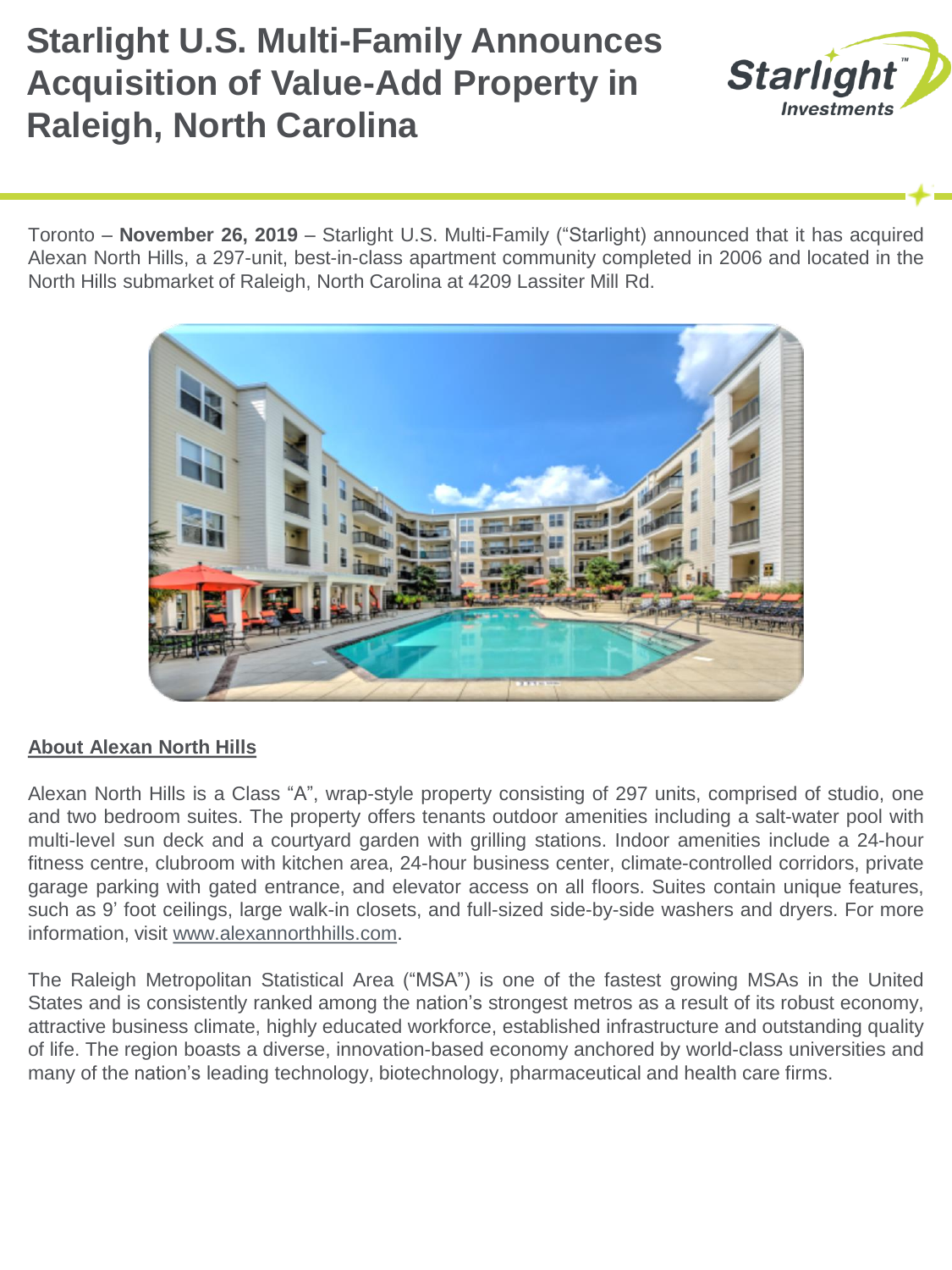# Starlight U.S. Multi-Family Announces Acquisition of Value-Add Property in Raleigh, North Carolina

Toronto – **November 26, 2019** – Starlight U.S. Multi-Family ("Starlight) announced that it has acquired Alexan North Hills, a 297-unit, best-in-class apartment community completed in 2006 and located in the North Hills submarket of Raleigh, North Carolina at 4209 Lassiter Mill Rd.

## About Alexan North Hills

Alexan North Hills is a Class "A", wrap-style property consisting of 297 units, comprised of studio, one and two bedroom suites. The property offers tenants outdoor amenities including a salt-water pool with multi-level sun deck and a courtyard garden with grilling stations. Indoor amenities include a 24-hour fitness centre, clubroom with kitchen area, 24-hour business center, climate-controlled corridors, private garage parking with gated entrance, and elevator access on all floors. Suites contain unique features, such as 9' foot ceilings, large walk-in closets, and full-sized side-by-side washers and dryers. For more information, visit www.alexannorthhills.com.

The Raleigh Metropolitan Statistical Area ("MSA") is one of the fastest growing MSAs in the United States and is consistently ranked among the nation's strongest metros as a result of its robust economy, attractive business climate, highly educated workforce, established infrastructure and outstanding quality of life. The region boasts a diverse, innovation-based economy anchored by world-class universities and many of the nation's leading technology, biotechnology, pharmaceutical and health care firms.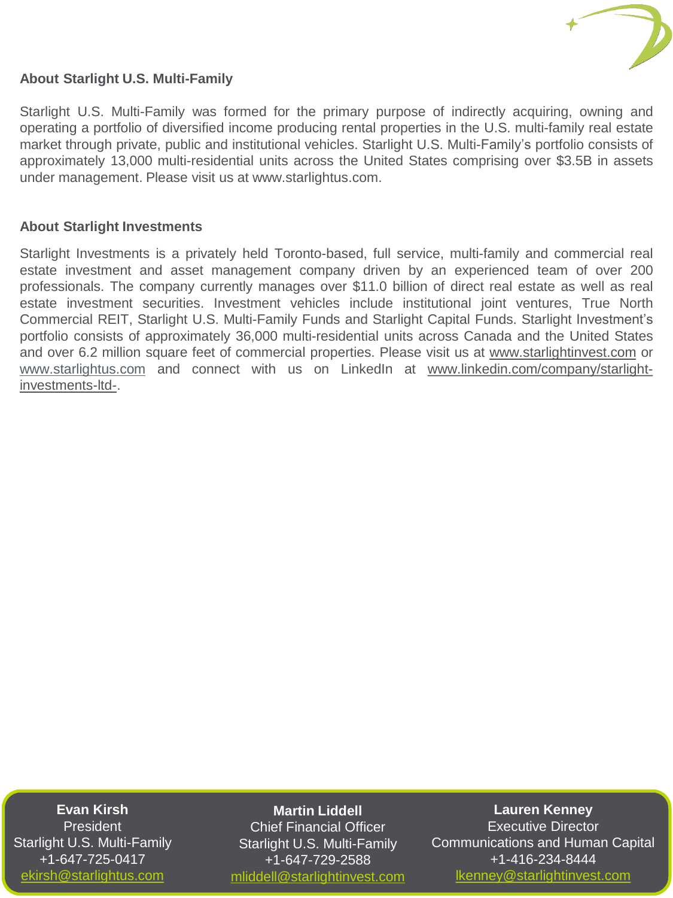## About Starlight U.S. Multi-Family

Starlight U.S. Multi-Family was formed for the primary purpose of indirectly acquiring, owning and operating a portfolio of diversified income producing rental properties in the U.S. multi-family real estate market through private, public and institutional vehicles. Starlight U.S. Multi-Family's portfolio consists of approximately 13,000 multi-residential units across the United States comprising over $3.5B in assets under management. Please visit us at www.starlightus.com.

## About Starlight Investments

Starlight Investments is a privately held Toronto-based, full service, multi-family and commercial real estate investment and asset management company driven by an experienced team of over 200 professionals. The company currently manages over $11.0 billion of direct real estate as well as real estate investment securities. Investment vehicles include institutional joint ventures, True North Commercial REIT, Starlight U.S. Multi-Family Funds and Starlight Capital Funds. Starlight Investment's portfolio consists of approximately 36,000 multi-residential units across Canada and the United States and over 6.2 million square feet of commercial properties. Please visit us at www.starlightinvest.com or www.starlightus.com and connect with us on LinkedIn at www.linkedin.com/company/starlight-investments-ltd-.

**Evan Kirsh**
President
Starlight U.S. Multi-Family
+1-647-725-0417
ekirsh@starlightus.com

**Martin Liddell**
Chief Financial Officer
Starlight U.S. Multi-Family
+1-647-729-2588
mliddell@starlightinvest.com

**Lauren Kenney**
Executive Director
Communications and Human Capital
+1-416-234-8444
lkenney@starlightinvest.com